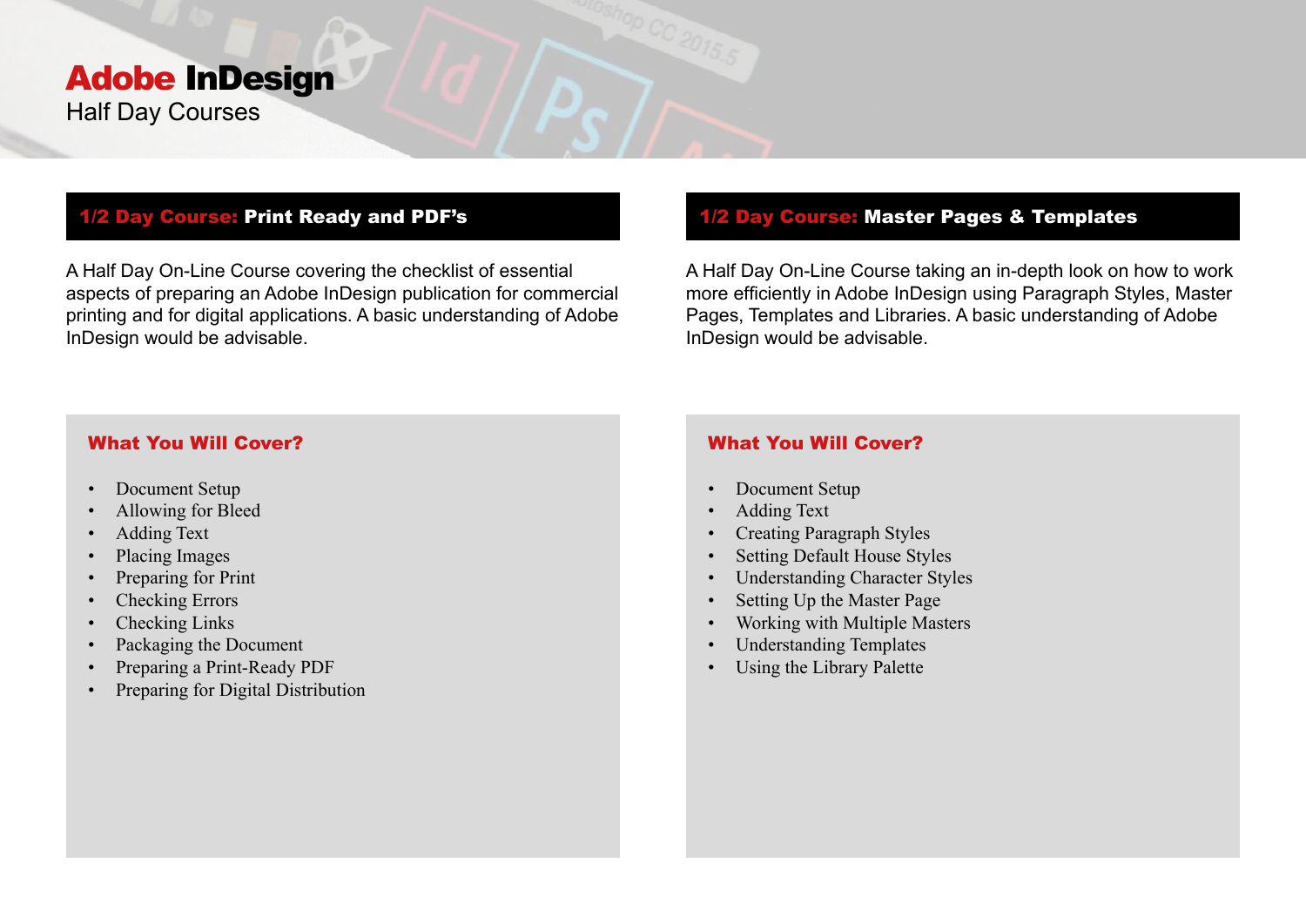# Adobe InDesign

Half Day Courses

## 1/2 Day Course: Print Ready and PDF's

A Half Day On-Line Course covering the checklist of essential aspects of preparing an Adobe InDesign publication for commercial printing and for digital applications. A basic understanding of Adobe InDesign would be advisable.

### What You Will Cover?

- Document Setup
- Allowing for Bleed
- Adding Text
- Placing Images
- Preparing for Print
- Checking Errors
- Checking Links
- Packaging the Document
- Preparing a Print-Ready PDF
- Preparing for Digital Distribution

## 1/2 Day Course: Master Pages & Templates

A Half Day On-Line Course taking an in-depth look on how to work more efficiently in Adobe InDesign using Paragraph Styles, Master Pages, Templates and Libraries. A basic understanding of Adobe InDesign would be advisable.

### What You Will Cover?

- Document Setup
- Adding Text
- Creating Paragraph Styles
- Setting Default House Styles
- Understanding Character Styles
- Setting Up the Master Page
- Working with Multiple Masters
- Understanding Templates
- Using the Library Palette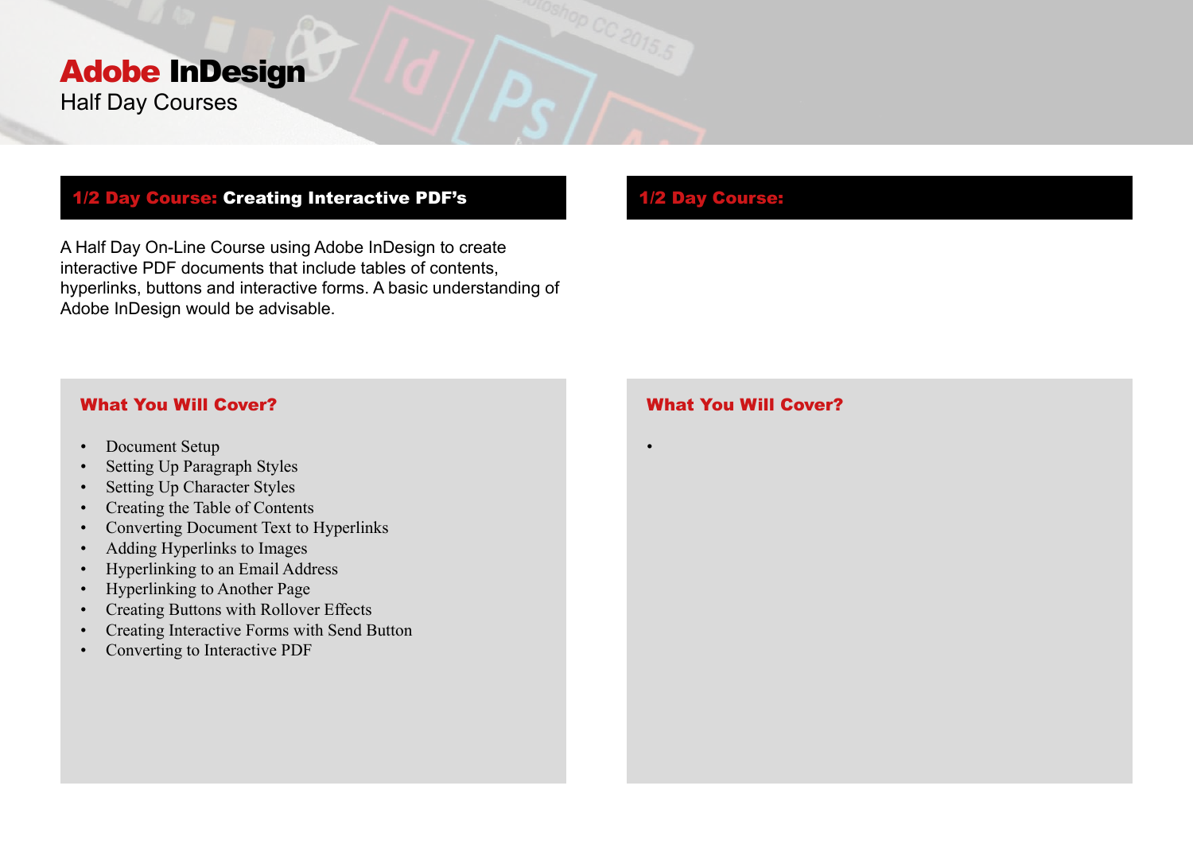# **Adobe InDesign**
Half Day Courses

## 1/2 Day Course: Creating Interactive PDF's

A Half Day On-Line Course using Adobe InDesign to create interactive PDF documents that include tables of contents, hyperlinks, buttons and interactive forms. A basic understanding of Adobe InDesign would be advisable.

### What You Will Cover?

- Document Setup
- Setting Up Paragraph Styles
- Setting Up Character Styles
- Creating the Table of Contents
- Converting Document Text to Hyperlinks
- Adding Hyperlinks to Images
- Hyperlinking to an Email Address
- Hyperlinking to Another Page
- Creating Buttons with Rollover Effects
- Creating Interactive Forms with Send Button
- Converting to Interactive PDF

## 1/2 Day Course:

### What You Will Cover?

-